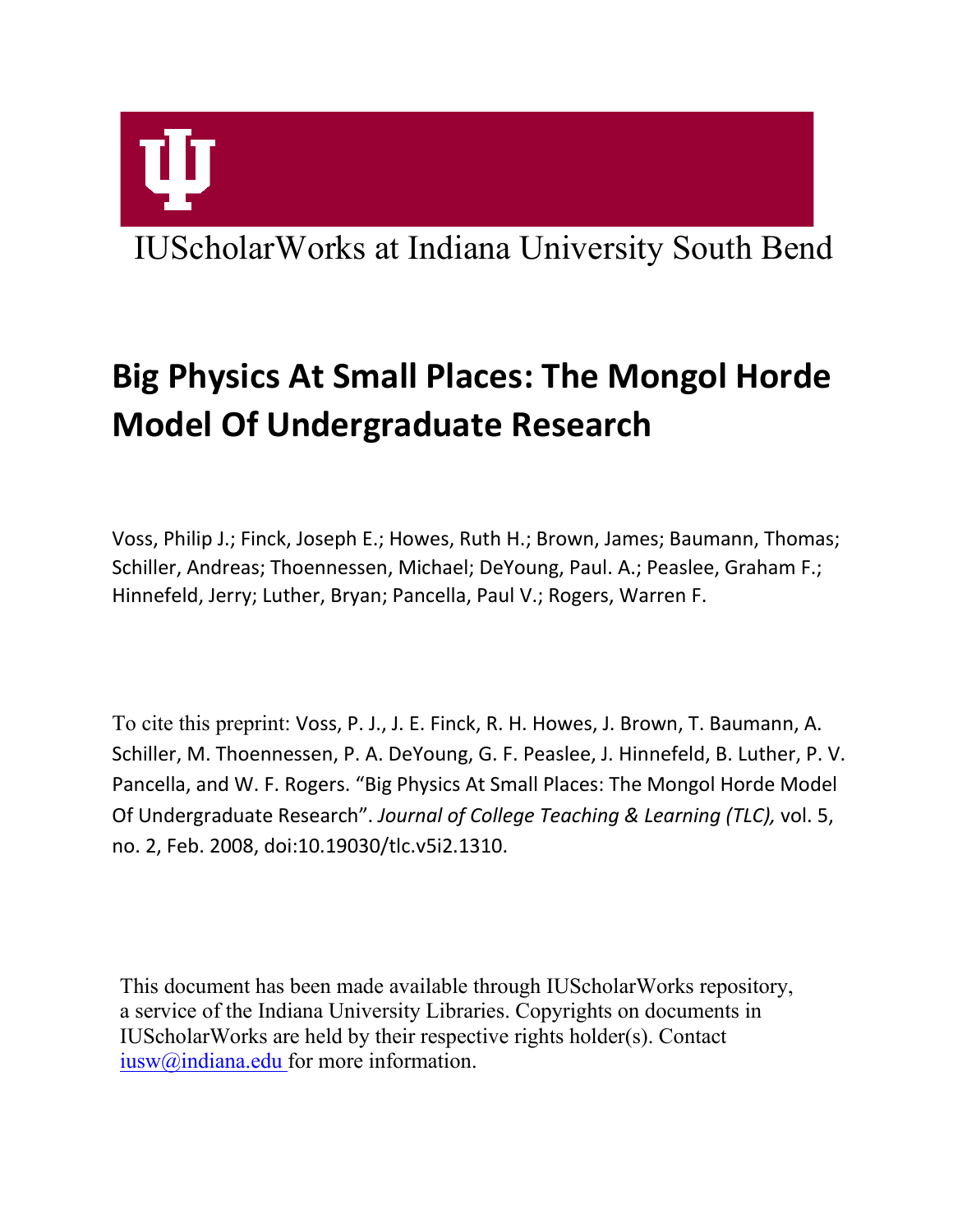IUScholarWorks at Indiana University South Bend

# Big Physics At Small Places: The Mongol Horde Model Of Undergraduate Research

Voss, Philip J.; Finck, Joseph E.; Howes, Ruth H.; Brown, James; Baumann, Thomas; Schiller, Andreas; Thoennessen, Michael; DeYoung, Paul. A.; Peaslee, Graham F.; Hinnefeld, Jerry; Luther, Bryan; Pancella, Paul V.; Rogers, Warren F.

To cite this preprint: Voss, P. J., J. E. Finck, R. H. Howes, J. Brown, T. Baumann, A. Schiller, M. Thoennessen, P. A. DeYoung, G. F. Peaslee, J. Hinnefeld, B. Luther, P. V. Pancella, and W. F. Rogers. "Big Physics At Small Places: The Mongol Horde Model Of Undergraduate Research". *Journal of College Teaching & Learning (TLC),* vol. 5, no. 2, Feb. 2008, doi:10.19030/tlc.v5i2.1310.

This document has been made available through IUScholarWorks repository, a service of the Indiana University Libraries. Copyrights on documents in IUScholarWorks are held by their respective rights holder(s). Contact iusw@indiana.edu for more information.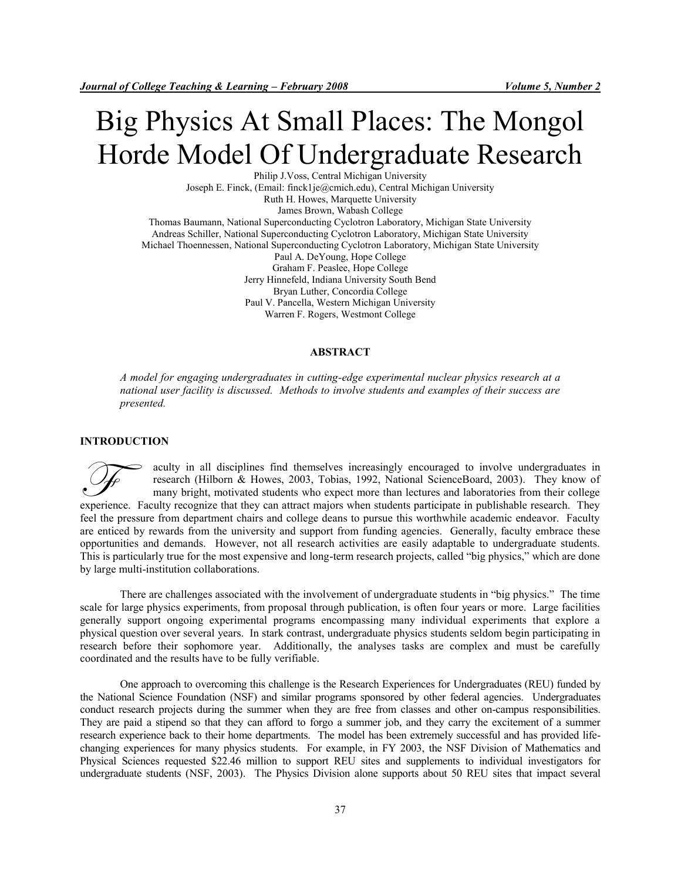# Big Physics At Small Places: The Mongol Horde Model Of Undergraduate Research

Philip J.Voss, Central Michigan University
Joseph E. Finck, (Email: finck1je@cmich.edu), Central Michigan University
Ruth H. Howes, Marquette University
James Brown, Wabash College
Thomas Baumann, National Superconducting Cyclotron Laboratory, Michigan State University
Andreas Schiller, National Superconducting Cyclotron Laboratory, Michigan State University
Michael Thoennessen, National Superconducting Cyclotron Laboratory, Michigan State University
Paul A. DeYoung, Hope College
Graham F. Peaslee, Hope College
Jerry Hinnefeld, Indiana University South Bend
Bryan Luther, Concordia College
Paul V. Pancella, Western Michigan University
Warren F. Rogers, Westmont College

## ABSTRACT

*A model for engaging undergraduates in cutting-edge experimental nuclear physics research at a national user facility is discussed. Methods to involve students and examples of their success are presented.*

## INTRODUCTION

Faculty in all disciplines find themselves increasingly encouraged to involve undergraduates in research (Hilborn & Howes, 2003, Tobias, 1992, National ScienceBoard, 2003). They know of many bright, motivated students who expect more than lectures and laboratories from their college experience. Faculty recognize that they can attract majors when students participate in publishable research. They feel the pressure from department chairs and college deans to pursue this worthwhile academic endeavor. Faculty are enticed by rewards from the university and support from funding agencies. Generally, faculty embrace these opportunities and demands. However, not all research activities are easily adaptable to undergraduate students. This is particularly true for the most expensive and long-term research projects, called "big physics," which are done by large multi-institution collaborations.

There are challenges associated with the involvement of undergraduate students in "big physics." The time scale for large physics experiments, from proposal through publication, is often four years or more. Large facilities generally support ongoing experimental programs encompassing many individual experiments that explore a physical question over several years. In stark contrast, undergraduate physics students seldom begin participating in research before their sophomore year. Additionally, the analyses tasks are complex and must be carefully coordinated and the results have to be fully verifiable.

One approach to overcoming this challenge is the Research Experiences for Undergraduates (REU) funded by the National Science Foundation (NSF) and similar programs sponsored by other federal agencies. Undergraduates conduct research projects during the summer when they are free from classes and other on-campus responsibilities. They are paid a stipend so that they can afford to forgo a summer job, and they carry the excitement of a summer research experience back to their home departments. The model has been extremely successful and has provided life-changing experiences for many physics students. For example, in FY 2003, the NSF Division of Mathematics and Physical Sciences requested $22.46 million to support REU sites and supplements to individual investigators for undergraduate students (NSF, 2003). The Physics Division alone supports about 50 REU sites that impact several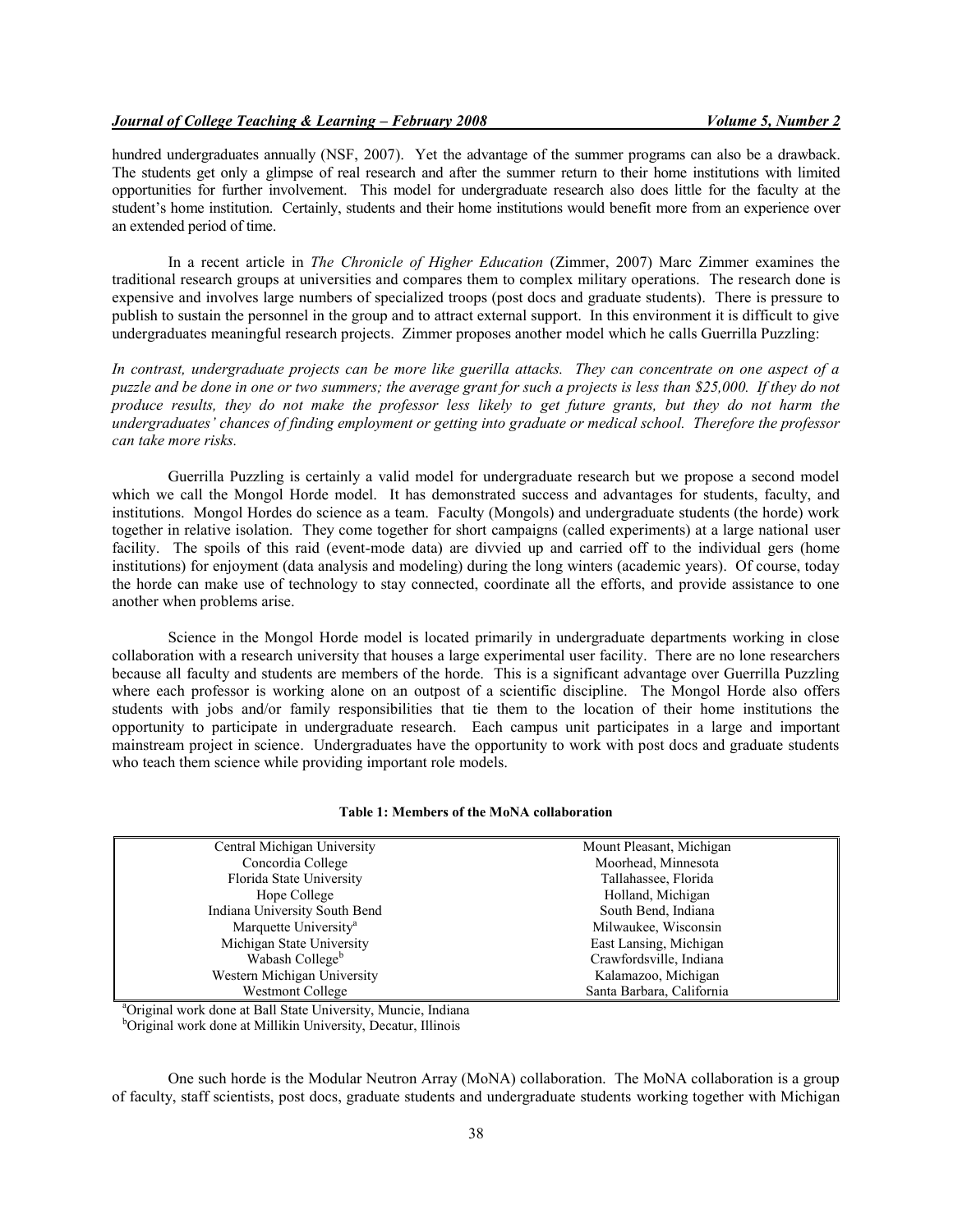hundred undergraduates annually (NSF, 2007). Yet the advantage of the summer programs can also be a drawback. The students get only a glimpse of real research and after the summer return to their home institutions with limited opportunities for further involvement. This model for undergraduate research also does little for the faculty at the student's home institution. Certainly, students and their home institutions would benefit more from an experience over an extended period of time.

In a recent article in *The Chronicle of Higher Education* (Zimmer, 2007) Marc Zimmer examines the traditional research groups at universities and compares them to complex military operations. The research done is expensive and involves large numbers of specialized troops (post docs and graduate students). There is pressure to publish to sustain the personnel in the group and to attract external support. In this environment it is difficult to give undergraduates meaningful research projects. Zimmer proposes another model which he calls Guerrilla Puzzling:

*In contrast, undergraduate projects can be more like guerilla attacks. They can concentrate on one aspect of a puzzle and be done in one or two summers; the average grant for such a projects is less than $25,000. If they do not produce results, they do not make the professor less likely to get future grants, but they do not harm the undergraduates' chances of finding employment or getting into graduate or medical school. Therefore the professor can take more risks.*

Guerrilla Puzzling is certainly a valid model for undergraduate research but we propose a second model which we call the Mongol Horde model. It has demonstrated success and advantages for students, faculty, and institutions. Mongol Hordes do science as a team. Faculty (Mongols) and undergraduate students (the horde) work together in relative isolation. They come together for short campaigns (called experiments) at a large national user facility. The spoils of this raid (event-mode data) are divvied up and carried off to the individual gers (home institutions) for enjoyment (data analysis and modeling) during the long winters (academic years). Of course, today the horde can make use of technology to stay connected, coordinate all the efforts, and provide assistance to one another when problems arise.

Science in the Mongol Horde model is located primarily in undergraduate departments working in close collaboration with a research university that houses a large experimental user facility. There are no lone researchers because all faculty and students are members of the horde. This is a significant advantage over Guerrilla Puzzling where each professor is working alone on an outpost of a scientific discipline. The Mongol Horde also offers students with jobs and/or family responsibilities that tie them to the location of their home institutions the opportunity to participate in undergraduate research. Each campus unit participates in a large and important mainstream project in science. Undergraduates have the opportunity to work with post docs and graduate students who teach them science while providing important role models.

**Table 1: Members of the MoNA collaboration**

| Institution | Location |
|---|---|
| Central Michigan University | Mount Pleasant, Michigan |
| Concordia College | Moorhead, Minnesota |
| Florida State University | Tallahassee, Florida |
| Hope College | Holland, Michigan |
| Indiana University South Bend | South Bend, Indiana |
| Marquette University[a] | Milwaukee, Wisconsin |
| Michigan State University | East Lansing, Michigan |
| Wabash College[b] | Crawfordsville, Indiana |
| Western Michigan University | Kalamazoo, Michigan |
| Westmont College | Santa Barbara, California |

[a]Original work done at Ball State University, Muncie, Indiana
[b]Original work done at Millikin University, Decatur, Illinois

One such horde is the Modular Neutron Array (MoNA) collaboration. The MoNA collaboration is a group of faculty, staff scientists, post docs, graduate students and undergraduate students working together with Michigan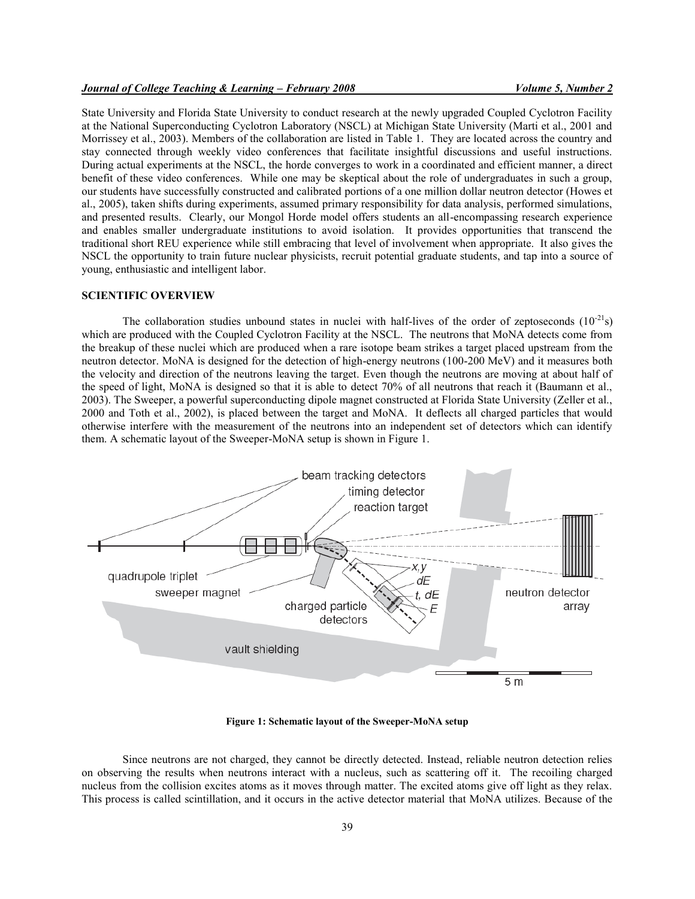State University and Florida State University to conduct research at the newly upgraded Coupled Cyclotron Facility at the National Superconducting Cyclotron Laboratory (NSCL) at Michigan State University (Marti et al., 2001 and Morrissey et al., 2003). Members of the collaboration are listed in Table 1. They are located across the country and stay connected through weekly video conferences that facilitate insightful discussions and useful instructions. During actual experiments at the NSCL, the horde converges to work in a coordinated and efficient manner, a direct benefit of these video conferences. While one may be skeptical about the role of undergraduates in such a group, our students have successfully constructed and calibrated portions of a one million dollar neutron detector (Howes et al., 2005), taken shifts during experiments, assumed primary responsibility for data analysis, performed simulations, and presented results. Clearly, our Mongol Horde model offers students an all-encompassing research experience and enables smaller undergraduate institutions to avoid isolation. It provides opportunities that transcend the traditional short REU experience while still embracing that level of involvement when appropriate. It also gives the NSCL the opportunity to train future nuclear physicists, recruit potential graduate students, and tap into a source of young, enthusiastic and intelligent labor.

## SCIENTIFIC OVERVIEW

The collaboration studies unbound states in nuclei with half-lives of the order of zeptoseconds ($10^{-21}$s) which are produced with the Coupled Cyclotron Facility at the NSCL. The neutrons that MoNA detects come from the breakup of these nuclei which are produced when a rare isotope beam strikes a target placed upstream from the neutron detector. MoNA is designed for the detection of high-energy neutrons (100-200 MeV) and it measures both the velocity and direction of the neutrons leaving the target. Even though the neutrons are moving at about half of the speed of light, MoNA is designed so that it is able to detect 70% of all neutrons that reach it (Baumann et al., 2003). The Sweeper, a powerful superconducting dipole magnet constructed at Florida State University (Zeller et al., 2000 and Toth et al., 2002), is placed between the target and MoNA. It deflects all charged particles that would otherwise interfere with the measurement of the neutrons into an independent set of detectors which can identify them. A schematic layout of the Sweeper-MoNA setup is shown in Figure 1.

**Figure 1: Schematic layout of the Sweeper-MoNA setup**

Since neutrons are not charged, they cannot be directly detected. Instead, reliable neutron detection relies on observing the results when neutrons interact with a nucleus, such as scattering off it. The recoiling charged nucleus from the collision excites atoms as it moves through matter. The excited atoms give off light as they relax. This process is called scintillation, and it occurs in the active detector material that MoNA utilizes. Because of the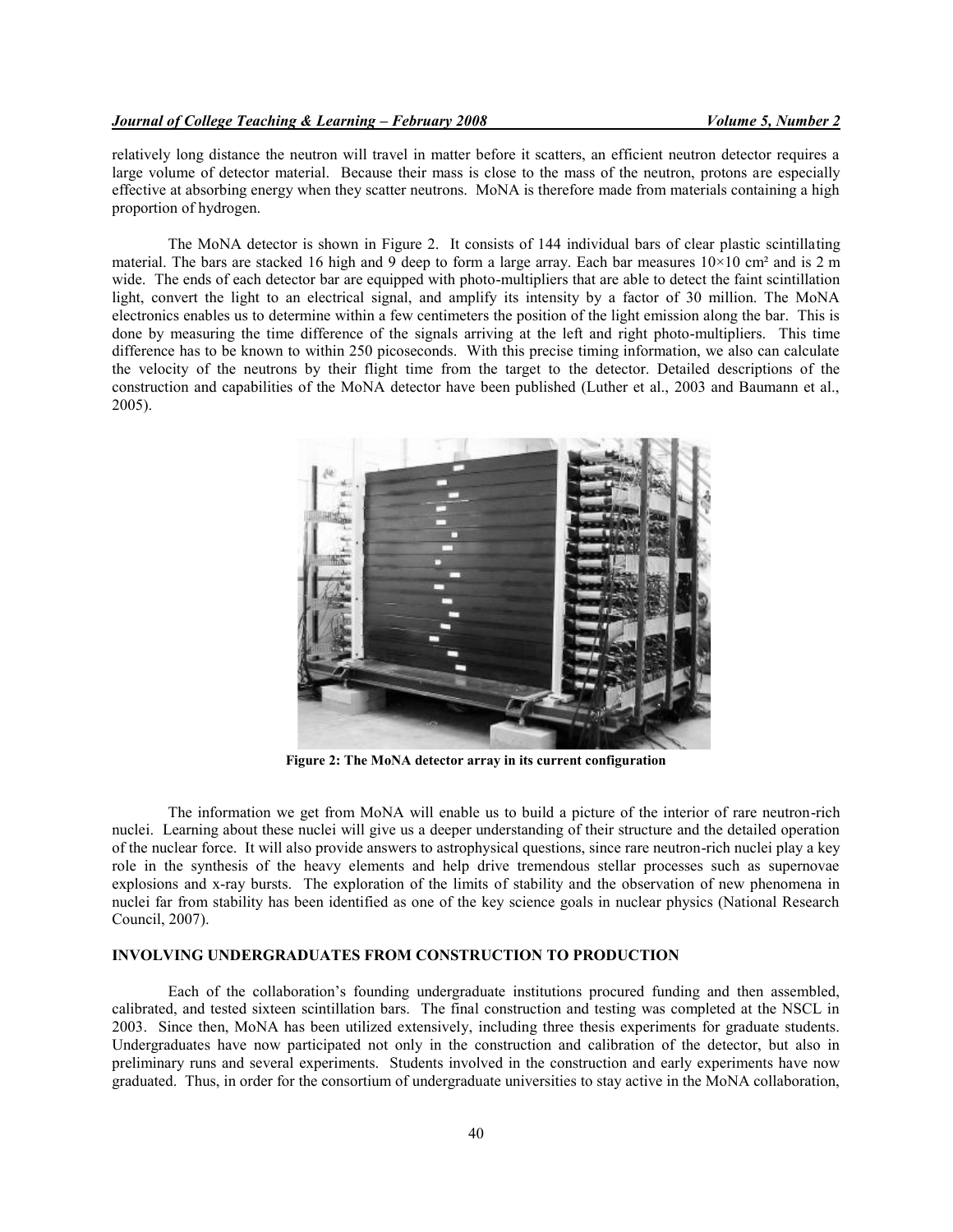relatively long distance the neutron will travel in matter before it scatters, an efficient neutron detector requires a large volume of detector material. Because their mass is close to the mass of the neutron, protons are especially effective at absorbing energy when they scatter neutrons. MoNA is therefore made from materials containing a high proportion of hydrogen.

The MoNA detector is shown in Figure 2. It consists of 144 individual bars of clear plastic scintillating material. The bars are stacked 16 high and 9 deep to form a large array. Each bar measures 10×10 cm² and is 2 m wide. The ends of each detector bar are equipped with photo-multipliers that are able to detect the faint scintillation light, convert the light to an electrical signal, and amplify its intensity by a factor of 30 million. The MoNA electronics enables us to determine within a few centimeters the position of the light emission along the bar. This is done by measuring the time difference of the signals arriving at the left and right photo-multipliers. This time difference has to be known to within 250 picoseconds. With this precise timing information, we also can calculate the velocity of the neutrons by their flight time from the target to the detector. Detailed descriptions of the construction and capabilities of the MoNA detector have been published (Luther et al., 2003 and Baumann et al., 2005).

**Figure 2: The MoNA detector array in its current configuration**

The information we get from MoNA will enable us to build a picture of the interior of rare neutron-rich nuclei. Learning about these nuclei will give us a deeper understanding of their structure and the detailed operation of the nuclear force. It will also provide answers to astrophysical questions, since rare neutron-rich nuclei play a key role in the synthesis of the heavy elements and help drive tremendous stellar processes such as supernovae explosions and x-ray bursts. The exploration of the limits of stability and the observation of new phenomena in nuclei far from stability has been identified as one of the key science goals in nuclear physics (National Research Council, 2007).

## INVOLVING UNDERGRADUATES FROM CONSTRUCTION TO PRODUCTION

Each of the collaboration's founding undergraduate institutions procured funding and then assembled, calibrated, and tested sixteen scintillation bars. The final construction and testing was completed at the NSCL in 2003. Since then, MoNA has been utilized extensively, including three thesis experiments for graduate students. Undergraduates have now participated not only in the construction and calibration of the detector, but also in preliminary runs and several experiments. Students involved in the construction and early experiments have now graduated. Thus, in order for the consortium of undergraduate universities to stay active in the MoNA collaboration,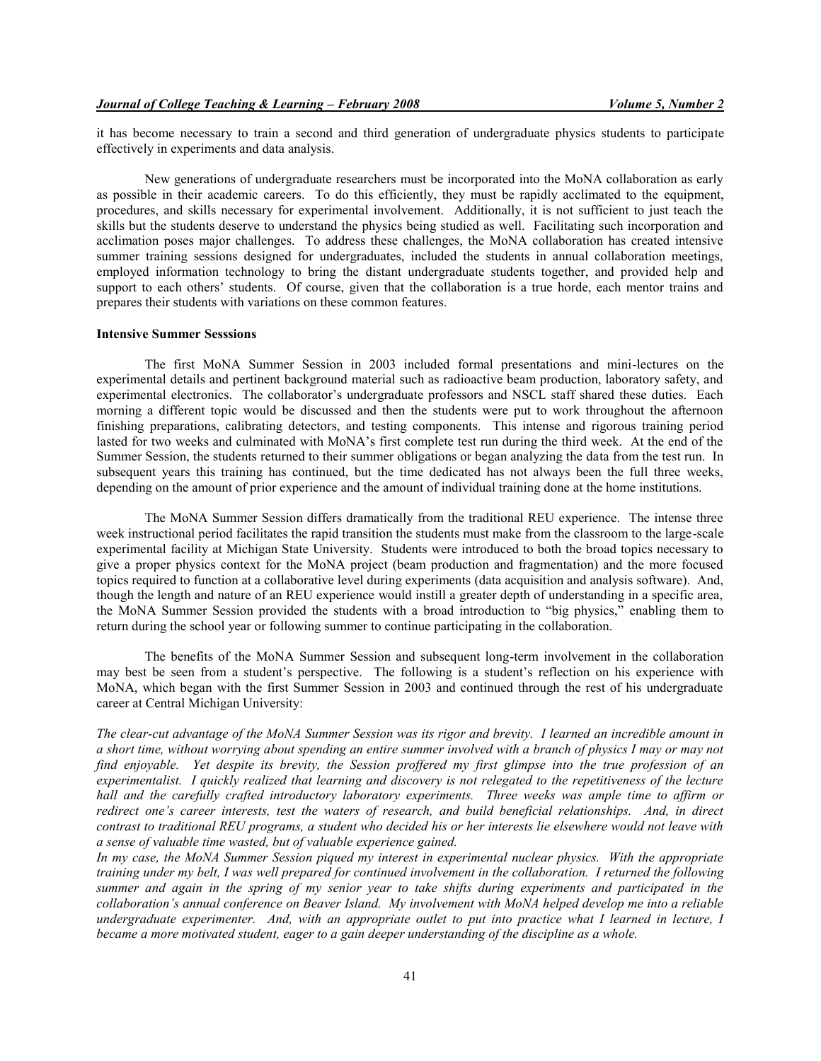it has become necessary to train a second and third generation of undergraduate physics students to participate effectively in experiments and data analysis.

New generations of undergraduate researchers must be incorporated into the MoNA collaboration as early as possible in their academic careers. To do this efficiently, they must be rapidly acclimated to the equipment, procedures, and skills necessary for experimental involvement. Additionally, it is not sufficient to just teach the skills but the students deserve to understand the physics being studied as well. Facilitating such incorporation and acclimation poses major challenges. To address these challenges, the MoNA collaboration has created intensive summer training sessions designed for undergraduates, included the students in annual collaboration meetings, employed information technology to bring the distant undergraduate students together, and provided help and support to each others' students. Of course, given that the collaboration is a true horde, each mentor trains and prepares their students with variations on these common features.

### Intensive Summer Sesssions

The first MoNA Summer Session in 2003 included formal presentations and mini-lectures on the experimental details and pertinent background material such as radioactive beam production, laboratory safety, and experimental electronics. The collaborator's undergraduate professors and NSCL staff shared these duties. Each morning a different topic would be discussed and then the students were put to work throughout the afternoon finishing preparations, calibrating detectors, and testing components. This intense and rigorous training period lasted for two weeks and culminated with MoNA's first complete test run during the third week. At the end of the Summer Session, the students returned to their summer obligations or began analyzing the data from the test run. In subsequent years this training has continued, but the time dedicated has not always been the full three weeks, depending on the amount of prior experience and the amount of individual training done at the home institutions.

The MoNA Summer Session differs dramatically from the traditional REU experience. The intense three week instructional period facilitates the rapid transition the students must make from the classroom to the large-scale experimental facility at Michigan State University. Students were introduced to both the broad topics necessary to give a proper physics context for the MoNA project (beam production and fragmentation) and the more focused topics required to function at a collaborative level during experiments (data acquisition and analysis software). And, though the length and nature of an REU experience would instill a greater depth of understanding in a specific area, the MoNA Summer Session provided the students with a broad introduction to "big physics," enabling them to return during the school year or following summer to continue participating in the collaboration.

The benefits of the MoNA Summer Session and subsequent long-term involvement in the collaboration may best be seen from a student's perspective. The following is a student's reflection on his experience with MoNA, which began with the first Summer Session in 2003 and continued through the rest of his undergraduate career at Central Michigan University:

*The clear-cut advantage of the MoNA Summer Session was its rigor and brevity. I learned an incredible amount in a short time, without worrying about spending an entire summer involved with a branch of physics I may or may not find enjoyable. Yet despite its brevity, the Session proffered my first glimpse into the true profession of an experimentalist. I quickly realized that learning and discovery is not relegated to the repetitiveness of the lecture hall and the carefully crafted introductory laboratory experiments. Three weeks was ample time to affirm or redirect one's career interests, test the waters of research, and build beneficial relationships. And, in direct contrast to traditional REU programs, a student who decided his or her interests lie elsewhere would not leave with a sense of valuable time wasted, but of valuable experience gained.*

*In my case, the MoNA Summer Session piqued my interest in experimental nuclear physics. With the appropriate training under my belt, I was well prepared for continued involvement in the collaboration. I returned the following summer and again in the spring of my senior year to take shifts during experiments and participated in the collaboration's annual conference on Beaver Island. My involvement with MoNA helped develop me into a reliable undergraduate experimenter. And, with an appropriate outlet to put into practice what I learned in lecture, I became a more motivated student, eager to a gain deeper understanding of the discipline as a whole.*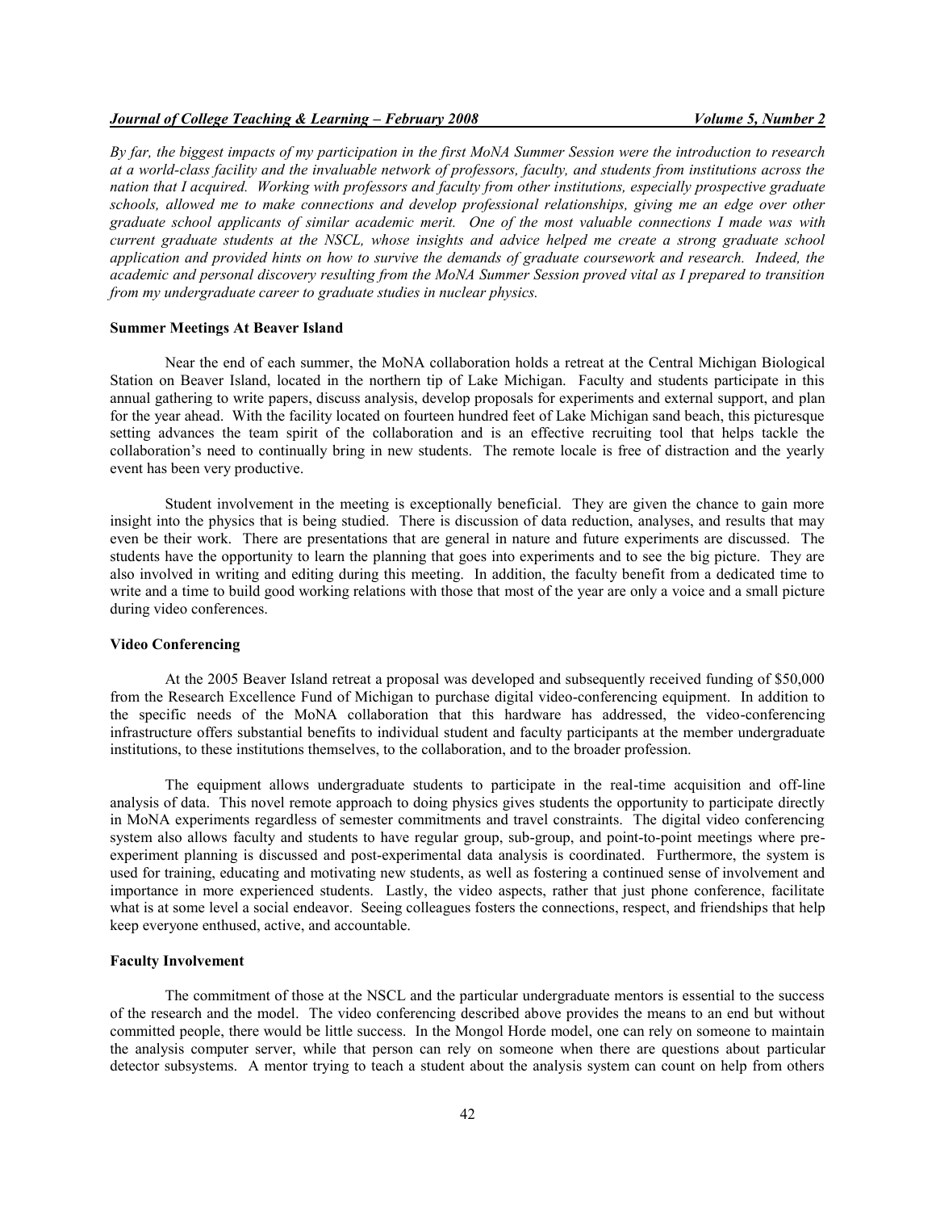*By far, the biggest impacts of my participation in the first MoNA Summer Session were the introduction to research at a world-class facility and the invaluable network of professors, faculty, and students from institutions across the nation that I acquired. Working with professors and faculty from other institutions, especially prospective graduate schools, allowed me to make connections and develop professional relationships, giving me an edge over other graduate school applicants of similar academic merit. One of the most valuable connections I made was with current graduate students at the NSCL, whose insights and advice helped me create a strong graduate school application and provided hints on how to survive the demands of graduate coursework and research. Indeed, the academic and personal discovery resulting from the MoNA Summer Session proved vital as I prepared to transition from my undergraduate career to graduate studies in nuclear physics.*

### Summer Meetings At Beaver Island

Near the end of each summer, the MoNA collaboration holds a retreat at the Central Michigan Biological Station on Beaver Island, located in the northern tip of Lake Michigan. Faculty and students participate in this annual gathering to write papers, discuss analysis, develop proposals for experiments and external support, and plan for the year ahead. With the facility located on fourteen hundred feet of Lake Michigan sand beach, this picturesque setting advances the team spirit of the collaboration and is an effective recruiting tool that helps tackle the collaboration's need to continually bring in new students. The remote locale is free of distraction and the yearly event has been very productive.

Student involvement in the meeting is exceptionally beneficial. They are given the chance to gain more insight into the physics that is being studied. There is discussion of data reduction, analyses, and results that may even be their work. There are presentations that are general in nature and future experiments are discussed. The students have the opportunity to learn the planning that goes into experiments and to see the big picture. They are also involved in writing and editing during this meeting. In addition, the faculty benefit from a dedicated time to write and a time to build good working relations with those that most of the year are only a voice and a small picture during video conferences.

### Video Conferencing

At the 2005 Beaver Island retreat a proposal was developed and subsequently received funding of $50,000 from the Research Excellence Fund of Michigan to purchase digital video-conferencing equipment. In addition to the specific needs of the MoNA collaboration that this hardware has addressed, the video-conferencing infrastructure offers substantial benefits to individual student and faculty participants at the member undergraduate institutions, to these institutions themselves, to the collaboration, and to the broader profession.

The equipment allows undergraduate students to participate in the real-time acquisition and off-line analysis of data. This novel remote approach to doing physics gives students the opportunity to participate directly in MoNA experiments regardless of semester commitments and travel constraints. The digital video conferencing system also allows faculty and students to have regular group, sub-group, and point-to-point meetings where pre-experiment planning is discussed and post-experimental data analysis is coordinated. Furthermore, the system is used for training, educating and motivating new students, as well as fostering a continued sense of involvement and importance in more experienced students. Lastly, the video aspects, rather that just phone conference, facilitate what is at some level a social endeavor. Seeing colleagues fosters the connections, respect, and friendships that help keep everyone enthused, active, and accountable.

### Faculty Involvement

The commitment of those at the NSCL and the particular undergraduate mentors is essential to the success of the research and the model. The video conferencing described above provides the means to an end but without committed people, there would be little success. In the Mongol Horde model, one can rely on someone to maintain the analysis computer server, while that person can rely on someone when there are questions about particular detector subsystems. A mentor trying to teach a student about the analysis system can count on help from others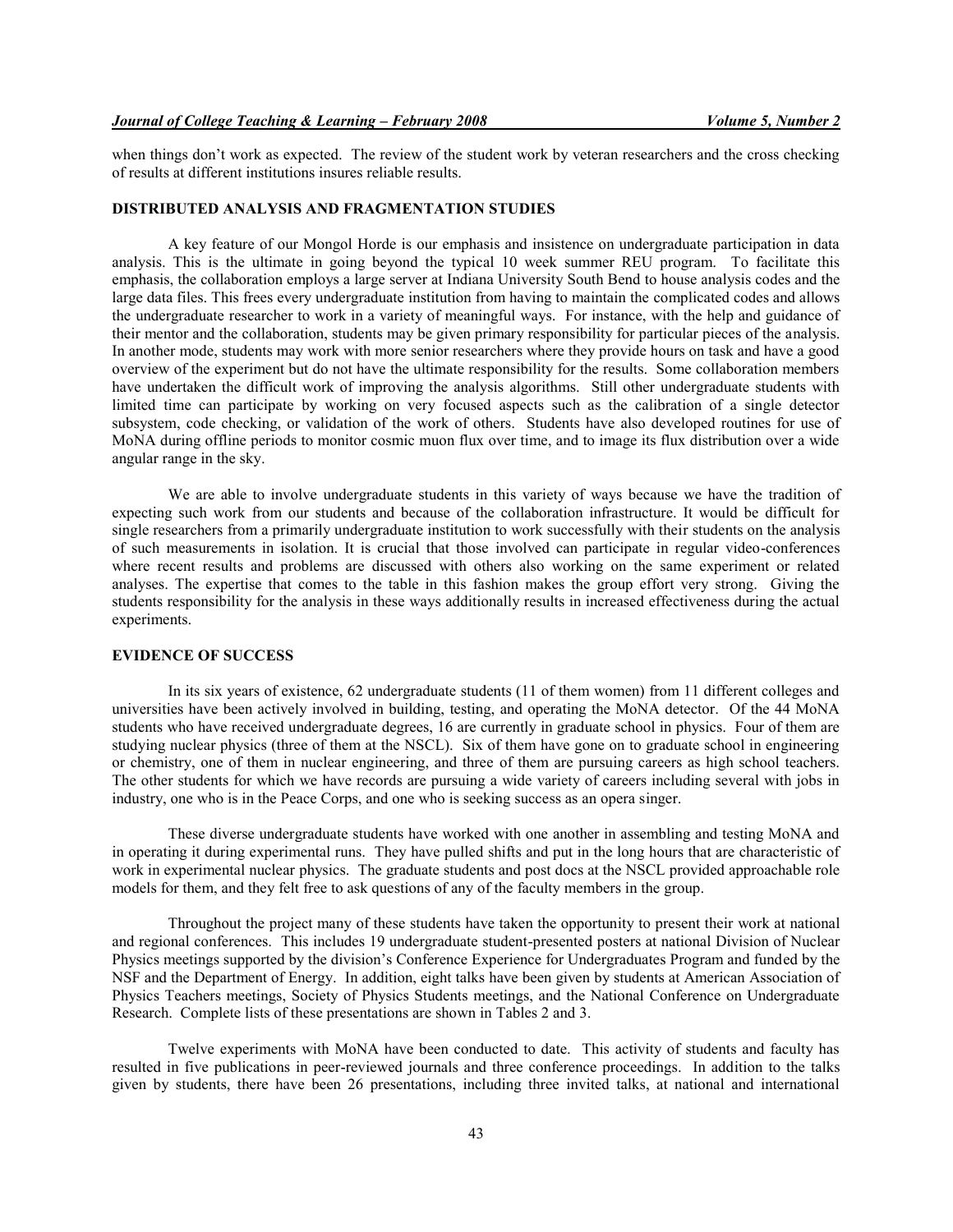when things don't work as expected. The review of the student work by veteran researchers and the cross checking of results at different institutions insures reliable results.

## DISTRIBUTED ANALYSIS AND FRAGMENTATION STUDIES

A key feature of our Mongol Horde is our emphasis and insistence on undergraduate participation in data analysis. This is the ultimate in going beyond the typical 10 week summer REU program. To facilitate this emphasis, the collaboration employs a large server at Indiana University South Bend to house analysis codes and the large data files. This frees every undergraduate institution from having to maintain the complicated codes and allows the undergraduate researcher to work in a variety of meaningful ways. For instance, with the help and guidance of their mentor and the collaboration, students may be given primary responsibility for particular pieces of the analysis. In another mode, students may work with more senior researchers where they provide hours on task and have a good overview of the experiment but do not have the ultimate responsibility for the results. Some collaboration members have undertaken the difficult work of improving the analysis algorithms. Still other undergraduate students with limited time can participate by working on very focused aspects such as the calibration of a single detector subsystem, code checking, or validation of the work of others. Students have also developed routines for use of MoNA during offline periods to monitor cosmic muon flux over time, and to image its flux distribution over a wide angular range in the sky.

We are able to involve undergraduate students in this variety of ways because we have the tradition of expecting such work from our students and because of the collaboration infrastructure. It would be difficult for single researchers from a primarily undergraduate institution to work successfully with their students on the analysis of such measurements in isolation. It is crucial that those involved can participate in regular video-conferences where recent results and problems are discussed with others also working on the same experiment or related analyses. The expertise that comes to the table in this fashion makes the group effort very strong. Giving the students responsibility for the analysis in these ways additionally results in increased effectiveness during the actual experiments.

## EVIDENCE OF SUCCESS

In its six years of existence, 62 undergraduate students (11 of them women) from 11 different colleges and universities have been actively involved in building, testing, and operating the MoNA detector. Of the 44 MoNA students who have received undergraduate degrees, 16 are currently in graduate school in physics. Four of them are studying nuclear physics (three of them at the NSCL). Six of them have gone on to graduate school in engineering or chemistry, one of them in nuclear engineering, and three of them are pursuing careers as high school teachers. The other students for which we have records are pursuing a wide variety of careers including several with jobs in industry, one who is in the Peace Corps, and one who is seeking success as an opera singer.

These diverse undergraduate students have worked with one another in assembling and testing MoNA and in operating it during experimental runs. They have pulled shifts and put in the long hours that are characteristic of work in experimental nuclear physics. The graduate students and post docs at the NSCL provided approachable role models for them, and they felt free to ask questions of any of the faculty members in the group.

Throughout the project many of these students have taken the opportunity to present their work at national and regional conferences. This includes 19 undergraduate student-presented posters at national Division of Nuclear Physics meetings supported by the division's Conference Experience for Undergraduates Program and funded by the NSF and the Department of Energy. In addition, eight talks have been given by students at American Association of Physics Teachers meetings, Society of Physics Students meetings, and the National Conference on Undergraduate Research. Complete lists of these presentations are shown in Tables 2 and 3.

Twelve experiments with MoNA have been conducted to date. This activity of students and faculty has resulted in five publications in peer-reviewed journals and three conference proceedings. In addition to the talks given by students, there have been 26 presentations, including three invited talks, at national and international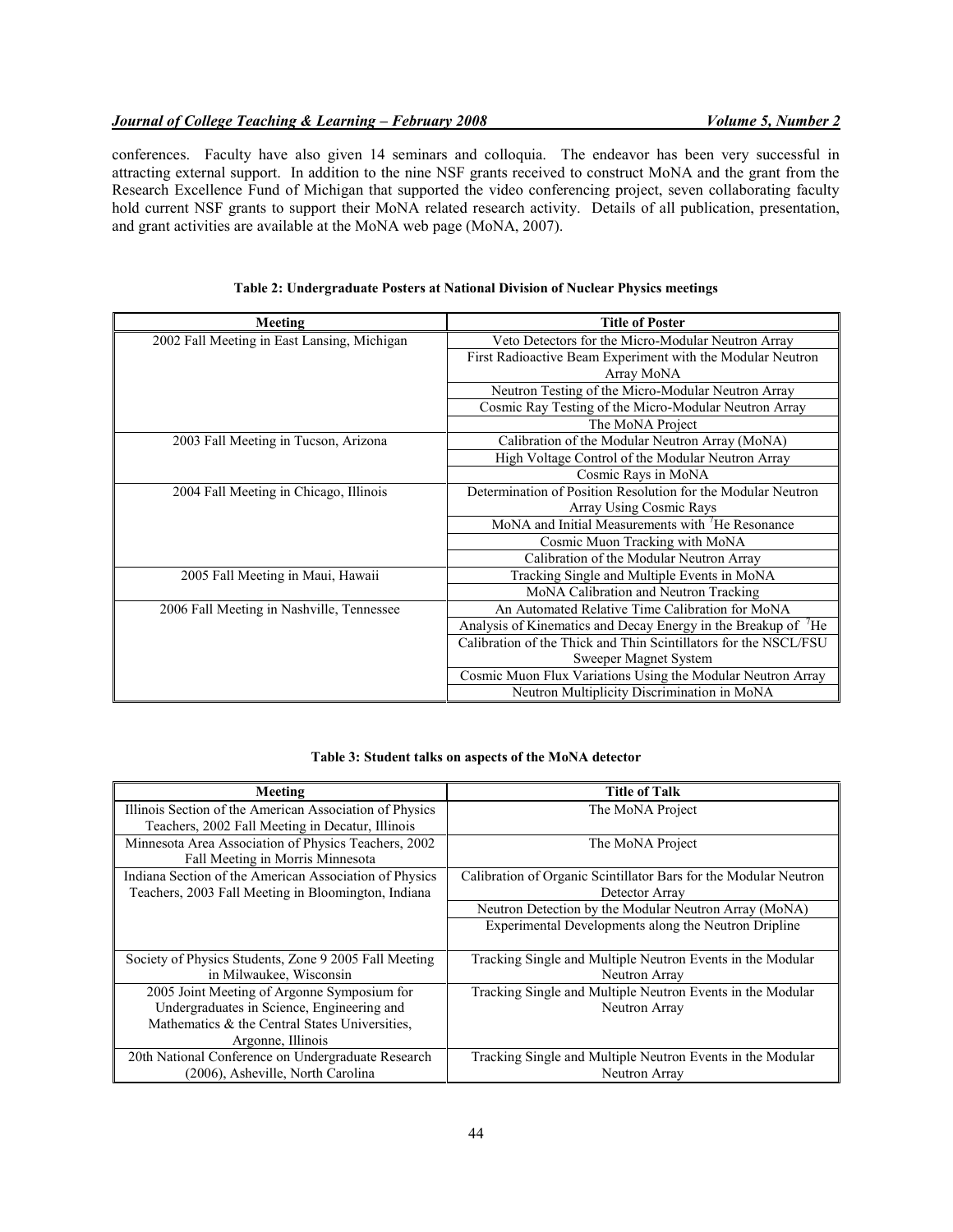conferences. Faculty have also given 14 seminars and colloquia. The endeavor has been very successful in attracting external support. In addition to the nine NSF grants received to construct MoNA and the grant from the Research Excellence Fund of Michigan that supported the video conferencing project, seven collaborating faculty hold current NSF grants to support their MoNA related research activity. Details of all publication, presentation, and grant activities are available at the MoNA web page (MoNA, 2007).

**Table 2: Undergraduate Posters at National Division of Nuclear Physics meetings**

| Meeting | Title of Poster |
|---|---|
| 2002 Fall Meeting in East Lansing, Michigan | Veto Detectors for the Micro-Modular Neutron Array |
| | First Radioactive Beam Experiment with the Modular Neutron Array MoNA |
| | Neutron Testing of the Micro-Modular Neutron Array |
| | Cosmic Ray Testing of the Micro-Modular Neutron Array |
| | The MoNA Project |
| 2003 Fall Meeting in Tucson, Arizona | Calibration of the Modular Neutron Array (MoNA) |
| | High Voltage Control of the Modular Neutron Array |
| | Cosmic Rays in MoNA |
| 2004 Fall Meeting in Chicago, Illinois | Determination of Position Resolution for the Modular Neutron Array Using Cosmic Rays |
| | MoNA and Initial Measurements with $^{7}$He Resonance |
| | Cosmic Muon Tracking with MoNA |
| | Calibration of the Modular Neutron Array |
| 2005 Fall Meeting in Maui, Hawaii | Tracking Single and Multiple Events in MoNA |
| | MoNA Calibration and Neutron Tracking |
| 2006 Fall Meeting in Nashville, Tennessee | An Automated Relative Time Calibration for MoNA |
| | Analysis of Kinematics and Decay Energy in the Breakup of $^{7}$He |
| | Calibration of the Thick and Thin Scintillators for the NSCL/FSU Sweeper Magnet System |
| | Cosmic Muon Flux Variations Using the Modular Neutron Array |
| | Neutron Multiplicity Discrimination in MoNA |

**Table 3: Student talks on aspects of the MoNA detector**

| Meeting | Title of Talk |
|---|---|
| Illinois Section of the American Association of Physics Teachers, 2002 Fall Meeting in Decatur, Illinois | The MoNA Project |
| Minnesota Area Association of Physics Teachers, 2002 Fall Meeting in Morris Minnesota | The MoNA Project |
| Indiana Section of the American Association of Physics Teachers, 2003 Fall Meeting in Bloomington, Indiana | Calibration of Organic Scintillator Bars for the Modular Neutron Detector Array |
| | Neutron Detection by the Modular Neutron Array (MoNA) |
| | Experimental Developments along the Neutron Dripline |
| Society of Physics Students, Zone 9 2005 Fall Meeting in Milwaukee, Wisconsin | Tracking Single and Multiple Neutron Events in the Modular Neutron Array |
| 2005 Joint Meeting of Argonne Symposium for Undergraduates in Science, Engineering and Mathematics & the Central States Universities, Argonne, Illinois | Tracking Single and Multiple Neutron Events in the Modular Neutron Array |
| 20th National Conference on Undergraduate Research (2006), Asheville, North Carolina | Tracking Single and Multiple Neutron Events in the Modular Neutron Array |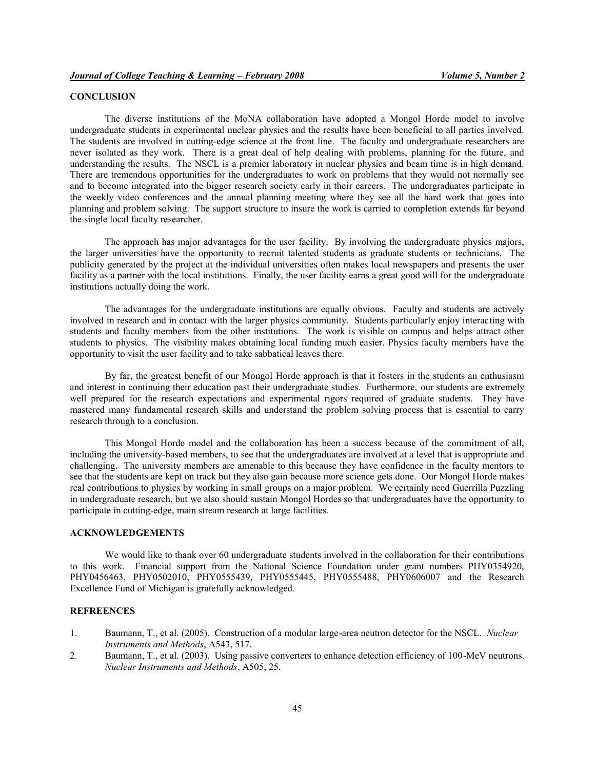## CONCLUSION

The diverse institutions of the MoNA collaboration have adopted a Mongol Horde model to involve undergraduate students in experimental nuclear physics and the results have been beneficial to all parties involved. The students are involved in cutting-edge science at the front line. The faculty and undergraduate researchers are never isolated as they work. There is a great deal of help dealing with problems, planning for the future, and understanding the results. The NSCL is a premier laboratory in nuclear physics and beam time is in high demand. There are tremendous opportunities for the undergraduates to work on problems that they would not normally see and to become integrated into the bigger research society early in their careers. The undergraduates participate in the weekly video conferences and the annual planning meeting where they see all the hard work that goes into planning and problem solving. The support structure to insure the work is carried to completion extends far beyond the single local faculty researcher.

The approach has major advantages for the user facility. By involving the undergraduate physics majors, the larger universities have the opportunity to recruit talented students as graduate students or technicians. The publicity generated by the project at the individual universities often makes local newspapers and presents the user facility as a partner with the local institutions. Finally, the user facility earns a great good will for the undergraduate institutions actually doing the work.

The advantages for the undergraduate institutions are equally obvious. Faculty and students are actively involved in research and in contact with the larger physics community. Students particularly enjoy interacting with students and faculty members from the other institutions. The work is visible on campus and helps attract other students to physics. The visibility makes obtaining local funding much easier. Physics faculty members have the opportunity to visit the user facility and to take sabbatical leaves there.

By far, the greatest benefit of our Mongol Horde approach is that it fosters in the students an enthusiasm and interest in continuing their education past their undergraduate studies. Furthermore, our students are extremely well prepared for the research expectations and experimental rigors required of graduate students. They have mastered many fundamental research skills and understand the problem solving process that is essential to carry research through to a conclusion.

This Mongol Horde model and the collaboration has been a success because of the commitment of all, including the university-based members, to see that the undergraduates are involved at a level that is appropriate and challenging. The university members are amenable to this because they have confidence in the faculty mentors to see that the students are kept on track but they also gain because more science gets done. Our Mongol Horde makes real contributions to physics by working in small groups on a major problem. We certainly need Guerrilla Puzzling in undergraduate research, but we also should sustain Mongol Hordes so that undergraduates have the opportunity to participate in cutting-edge, main stream research at large facilities.

## ACKNOWLEDGEMENTS

We would like to thank over 60 undergraduate students involved in the collaboration for their contributions to this work. Financial support from the National Science Foundation under grant numbers PHY0354920, PHY0456463, PHY0502010, PHY0555439, PHY0555445, PHY0555488, PHY0606007 and the Research Excellence Fund of Michigan is gratefully acknowledged.

## REFREENCES

1. Baumann, T., et al. (2005). Construction of a modular large-area neutron detector for the NSCL. *Nuclear Instruments and Methods*, A543, 517.
2. Baumann, T., et al. (2003). Using passive converters to enhance detection efficiency of 100-MeV neutrons. *Nuclear Instruments and Methods*, A505, 25.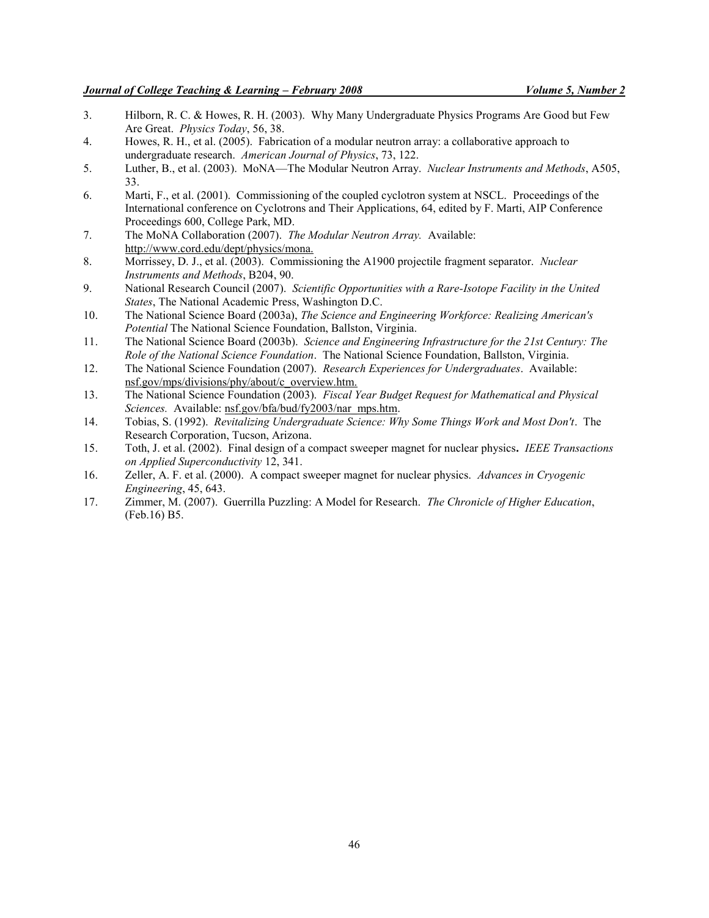3. Hilborn, R. C. & Howes, R. H. (2003). Why Many Undergraduate Physics Programs Are Good but Few Are Great. *Physics Today*, 56, 38.
4. Howes, R. H., et al. (2005). Fabrication of a modular neutron array: a collaborative approach to undergraduate research. *American Journal of Physics*, 73, 122.
5. Luther, B., et al. (2003). MoNA—The Modular Neutron Array. *Nuclear Instruments and Methods*, A505, 33.
6. Marti, F., et al. (2001). Commissioning of the coupled cyclotron system at NSCL. Proceedings of the International conference on Cyclotrons and Their Applications, 64, edited by F. Marti, AIP Conference Proceedings 600, College Park, MD.
7. The MoNA Collaboration (2007). *The Modular Neutron Array.* Available: http://www.cord.edu/dept/physics/mona.
8. Morrissey, D. J., et al. (2003). Commissioning the A1900 projectile fragment separator. *Nuclear Instruments and Methods*, B204, 90.
9. National Research Council (2007). *Scientific Opportunities with a Rare-Isotope Facility in the United States*, The National Academic Press, Washington D.C.
10. The National Science Board (2003a), *The Science and Engineering Workforce: Realizing American's Potential* The National Science Foundation, Ballston, Virginia.
11. The National Science Board (2003b). *Science and Engineering Infrastructure for the 21st Century: The Role of the National Science Foundation*. The National Science Foundation, Ballston, Virginia.
12. The National Science Foundation (2007). *Research Experiences for Undergraduates*. Available: nsf.gov/mps/divisions/phy/about/c_overview.htm.
13. The National Science Foundation (2003). *Fiscal Year Budget Request for Mathematical and Physical Sciences.* Available: nsf.gov/bfa/bud/fy2003/nar_mps.htm.
14. Tobias, S. (1992). *Revitalizing Undergraduate Science: Why Some Things Work and Most Don't*. The Research Corporation, Tucson, Arizona.
15. Toth, J. et al. (2002). Final design of a compact sweeper magnet for nuclear physics**.** *IEEE Transactions on Applied Superconductivity* 12, 341.
16. Zeller, A. F. et al. (2000). A compact sweeper magnet for nuclear physics. *Advances in Cryogenic Engineering*, 45, 643.
17. Zimmer, M. (2007). Guerrilla Puzzling: A Model for Research. *The Chronicle of Higher Education*, (Feb.16) B5.